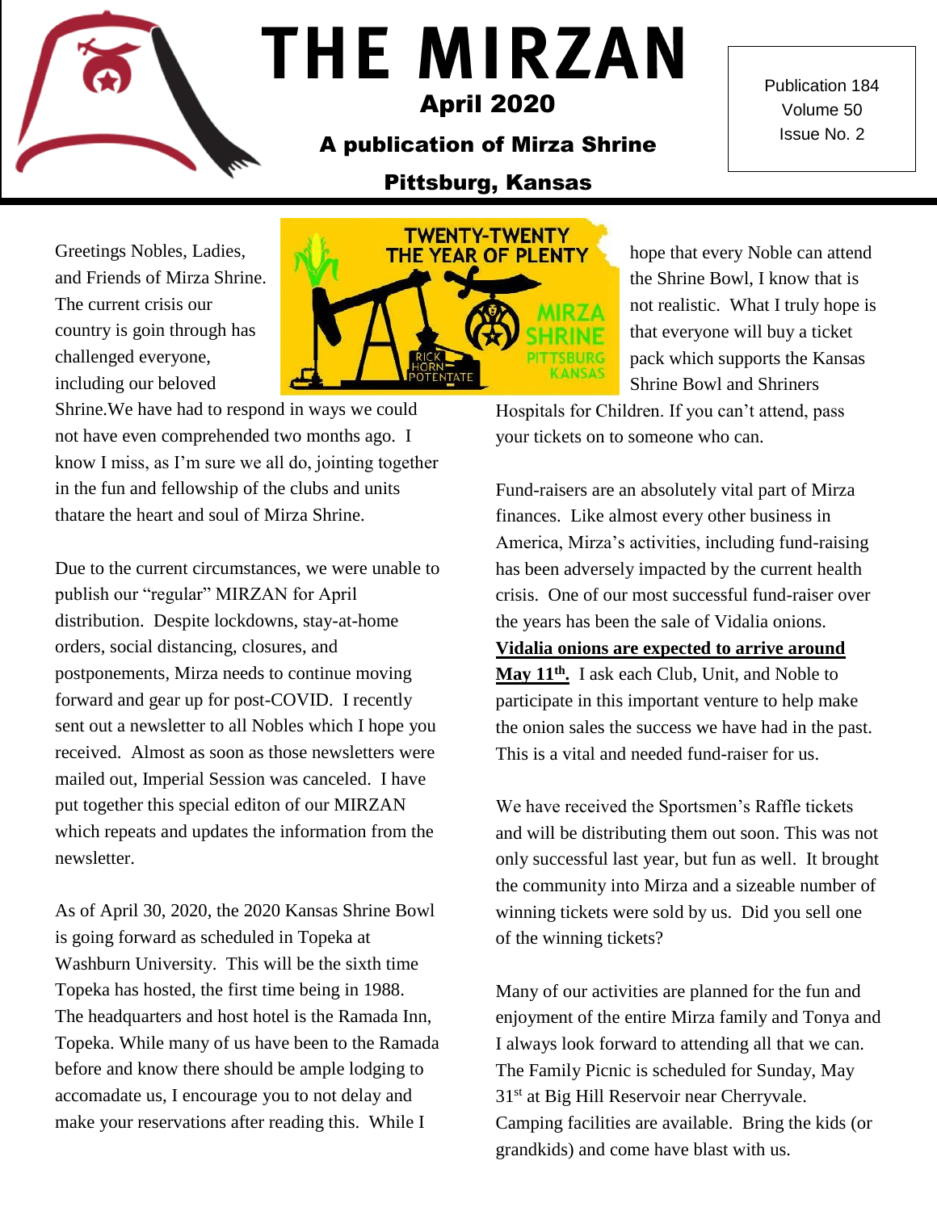# THE MIRZAN

## April 2020

### A publication of Mirza Shrine

### Pittsburg, Kansas

Publication 184
Volume 50
Issue No. 2

Greetings Nobles, Ladies, and Friends of Mirza Shrine. The current crisis our country is goin through has challenged everyone, including our beloved Shrine.We have had to respond in ways we could not have even comprehended two months ago. I know I miss, as I'm sure we all do, jointing together in the fun and fellowship of the clubs and units thatare the heart and soul of Mirza Shrine.

Due to the current circumstances, we were unable to publish our "regular" MIRZAN for April distribution. Despite lockdowns, stay-at-home orders, social distancing, closures, and postponements, Mirza needs to continue moving forward and gear up for post-COVID. I recently sent out a newsletter to all Nobles which I hope you received. Almost as soon as those newsletters were mailed out, Imperial Session was canceled. I have put together this special editon of our MIRZAN which repeats and updates the information from the newsletter.

As of April 30, 2020, the 2020 Kansas Shrine Bowl is going forward as scheduled in Topeka at Washburn University. This will be the sixth time Topeka has hosted, the first time being in 1988. The headquarters and host hotel is the Ramada Inn, Topeka. While many of us have been to the Ramada before and know there should be ample lodging to accomadate us, I encourage you to not delay and make your reservations after reading this. While I hope that every Noble can attend the Shrine Bowl, I know that is not realistic. What I truly hope is that everyone will buy a ticket pack which supports the Kansas Shrine Bowl and Shriners Hospitals for Children. If you can't attend, pass your tickets on to someone who can.

Fund-raisers are an absolutely vital part of Mirza finances. Like almost every other business in America, Mirza's activities, including fund-raising has been adversely impacted by the current health crisis. One of our most successful fund-raiser over the years has been the sale of Vidalia onions. **Vidalia onions are expected to arrive around May 11th.** I ask each Club, Unit, and Noble to participate in this important venture to help make the onion sales the success we have had in the past. This is a vital and needed fund-raiser for us.

We have received the Sportsmen's Raffle tickets and will be distributing them out soon. This was not only successful last year, but fun as well. It brought the community into Mirza and a sizeable number of winning tickets were sold by us. Did you sell one of the winning tickets?

Many of our activities are planned for the fun and enjoyment of the entire Mirza family and Tonya and I always look forward to attending all that we can. The Family Picnic is scheduled for Sunday, May 31st at Big Hill Reservoir near Cherryvale. Camping facilities are available. Bring the kids (or grandkids) and come have blast with us.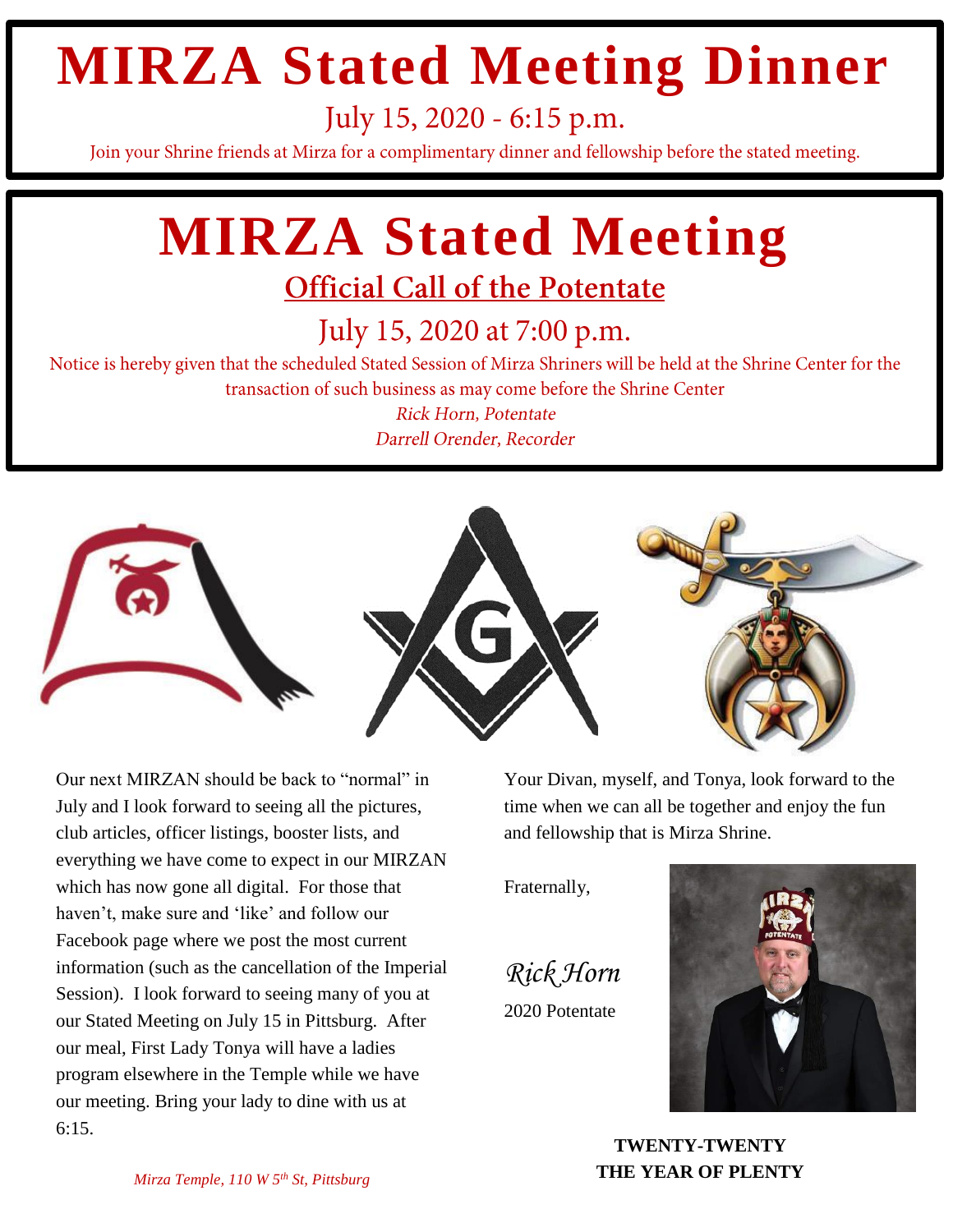# MIRZA Stated Meeting Dinner

July 15, 2020 - 6:15 p.m.

Join your Shrine friends at Mirza for a complimentary dinner and fellowship before the stated meeting.

# MIRZA Stated Meeting

## Official Call of the Potentate

July 15, 2020 at 7:00 p.m.

Notice is hereby given that the scheduled Stated Session of Mirza Shriners will be held at the Shrine Center for the transaction of such business as may come before the Shrine Center

*Rick Horn, Potentate*

*Darrell Orender, Recorder*

Our next MIRZAN should be back to "normal" in July and I look forward to seeing all the pictures, club articles, officer listings, booster lists, and everything we have come to expect in our MIRZAN which has now gone all digital. For those that haven't, make sure and 'like' and follow our Facebook page where we post the most current information (such as the cancellation of the Imperial Session). I look forward to seeing many of you at our Stated Meeting on July 15 in Pittsburg. After our meal, First Lady Tonya will have a ladies program elsewhere in the Temple while we have our meeting. Bring your lady to dine with us at 6:15.

Your Divan, myself, and Tonya, look forward to the time when we can all be together and enjoy the fun and fellowship that is Mirza Shrine.

Fraternally,

*Rick Horn*

2020 Potentate

*Mirza Temple, 110 W 5th St, Pittsburg*

**TWENTY-TWENTY**
**THE YEAR OF PLENTY**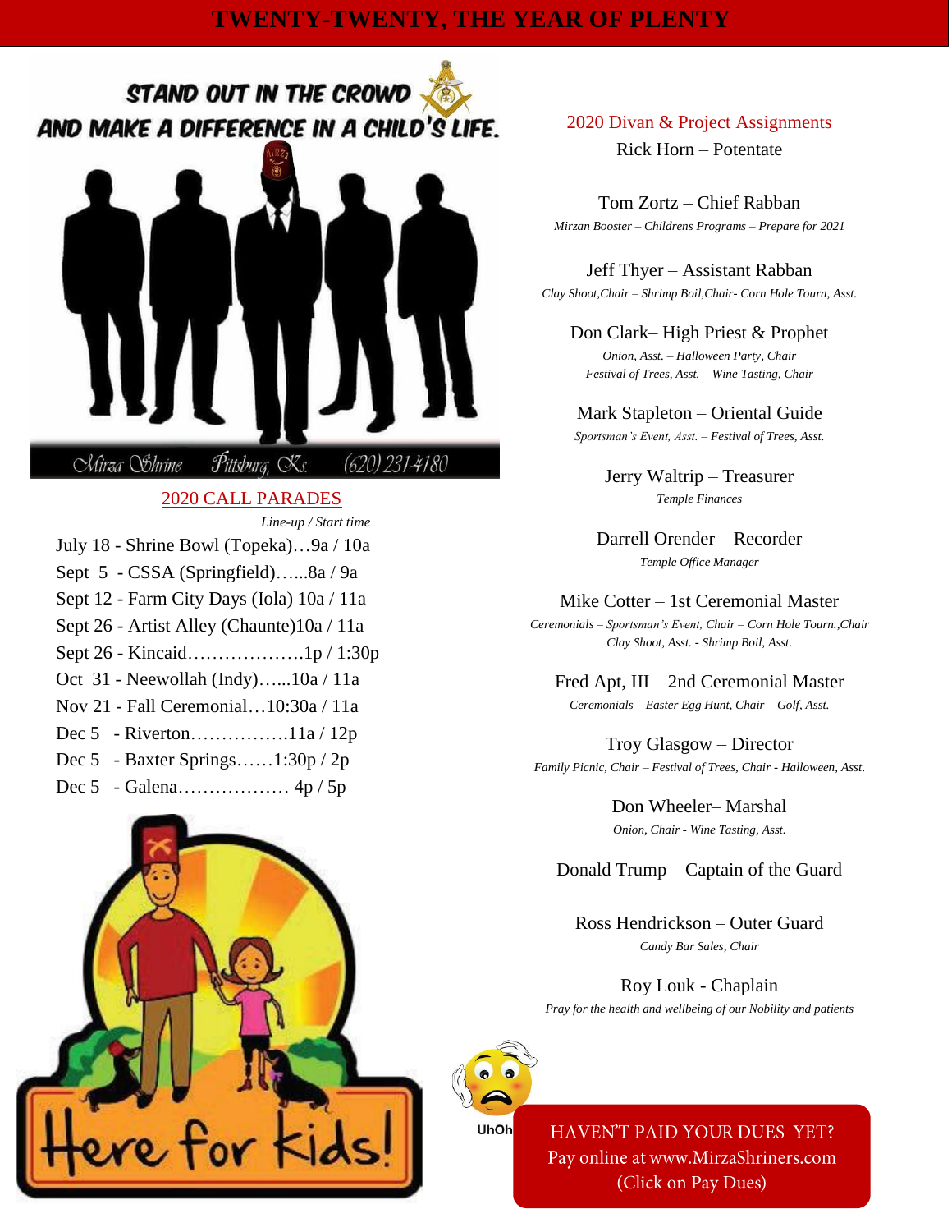# TWENTY-TWENTY, THE YEAR OF PLENTY

STAND OUT IN THE CROWD AND MAKE A DIFFERENCE IN A CHILD'S LIFE.

Mirza Shrine Pittsburg, Ks. (620) 231-4180

## 2020 CALL PARADES

*Line-up / Start time*

July 18 - Shrine Bowl (Topeka)…9a / 10a
Sept 5 - CSSA (Springfield)…...8a / 9a
Sept 12 - Farm City Days (Iola) 10a / 11a
Sept 26 - Artist Alley (Chaunte)10a / 11a
Sept 26 - Kincaid……………….1p / 1:30p
Oct 31 - Neewollah (Indy)…...10a / 11a
Nov 21 - Fall Ceremonial…10:30a / 11a
Dec 5 - Riverton…………….11a / 12p
Dec 5 - Baxter Springs……1:30p / 2p
Dec 5 - Galena……………… 4p / 5p

Here for Kids!

## 2020 Divan & Project Assignments

Rick Horn – Potentate

Tom Zortz – Chief Rabban
*Mirzan Booster – Childrens Programs – Prepare for 2021*

Jeff Thyer – Assistant Rabban
*Clay Shoot,Chair – Shrimp Boil,Chair- Corn Hole Tourn, Asst.*

Don Clark– High Priest & Prophet
*Onion, Asst. – Halloween Party, Chair*
*Festival of Trees, Asst. – Wine Tasting, Chair*

Mark Stapleton – Oriental Guide
*Sportsman's Event, Asst. – Festival of Trees, Asst.*

Jerry Waltrip – Treasurer
*Temple Finances*

Darrell Orender – Recorder
*Temple Office Manager*

Mike Cotter – 1st Ceremonial Master
*Ceremonials – Sportsman's Event, Chair – Corn Hole Tourn.,Chair*
*Clay Shoot, Asst. - Shrimp Boil, Asst.*

Fred Apt, III – 2nd Ceremonial Master
*Ceremonials – Easter Egg Hunt, Chair – Golf, Asst.*

Troy Glasgow – Director
*Family Picnic, Chair – Festival of Trees, Chair - Halloween, Asst.*

Don Wheeler– Marshal
*Onion, Chair - Wine Tasting, Asst.*

Donald Trump – Captain of the Guard

Ross Hendrickson – Outer Guard
*Candy Bar Sales, Chair*

Roy Louk - Chaplain
*Pray for the health and wellbeing of our Nobility and patients*

UhOh

HAVEN'T PAID YOUR DUES YET?
Pay online at www.MirzaShriners.com
(Click on Pay Dues)